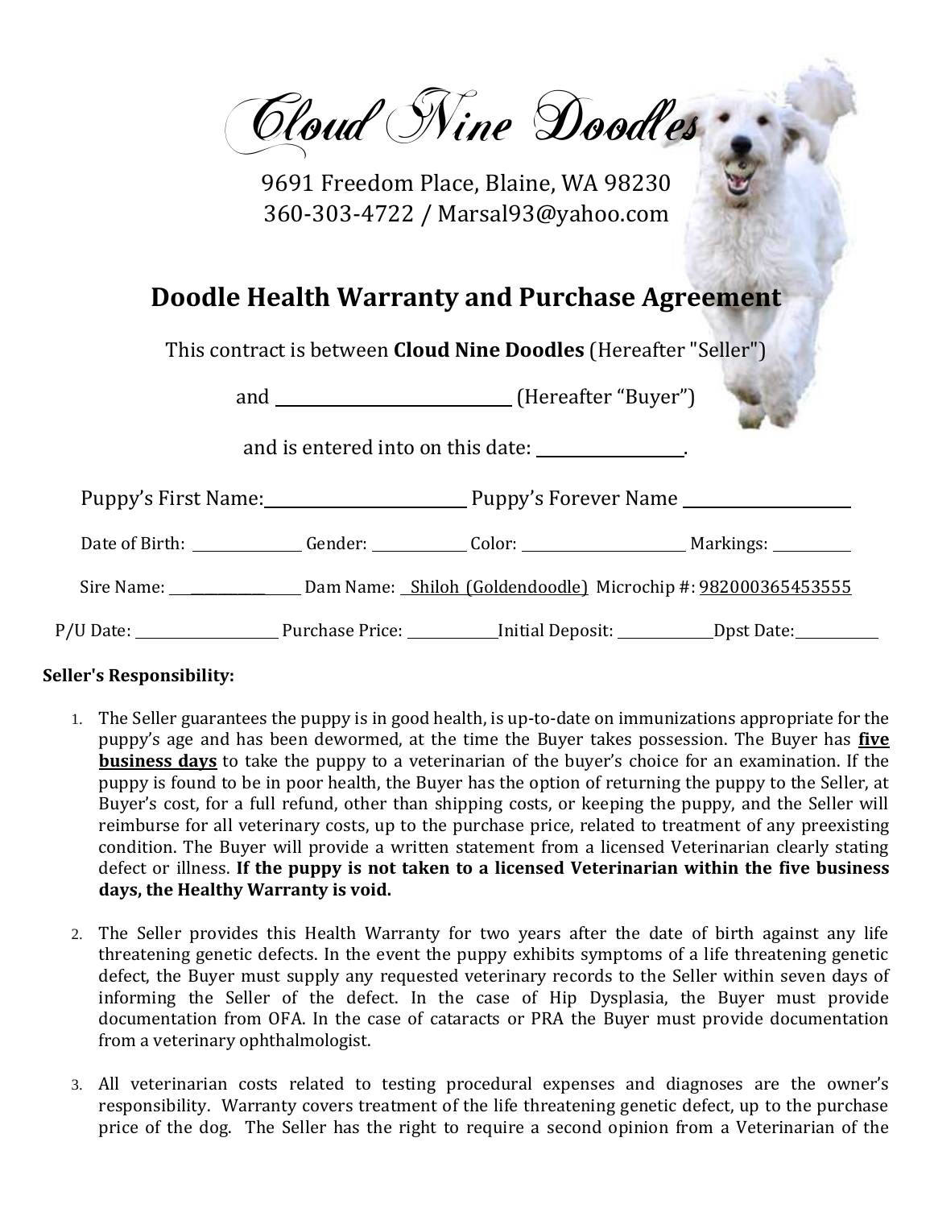# Cloud Nine Doodles

9691 Freedom Place, Blaine, WA 98230
360-303-4722 / Marsal93@yahoo.com

## Doodle Health Warranty and Purchase Agreement

This contract is between **Cloud Nine Doodles** (Hereafter "Seller")

and ______________________ (Hereafter "Buyer")

and is entered into on this date: ______________.

Puppy's First Name: ____________________ Puppy's Forever Name ________________

Date of Birth: ____________ Gender: __________ Color: ________________ Markings: __________

Sire Name: ______________ Dam Name: Shiloh (Goldendoodle) Microchip #: 982000365453555

P/U Date: ______________ Purchase Price: __________ Initial Deposit: __________ Dpst Date: __________

**Seller's Responsibility:**

1. The Seller guarantees the puppy is in good health, is up-to-date on immunizations appropriate for the puppy's age and has been dewormed, at the time the Buyer takes possession. The Buyer has **five business days** to take the puppy to a veterinarian of the buyer's choice for an examination. If the puppy is found to be in poor health, the Buyer has the option of returning the puppy to the Seller, at Buyer's cost, for a full refund, other than shipping costs, or keeping the puppy, and the Seller will reimburse for all veterinary costs, up to the purchase price, related to treatment of any preexisting condition. The Buyer will provide a written statement from a licensed Veterinarian clearly stating defect or illness. **If the puppy is not taken to a licensed Veterinarian within the five business days, the Healthy Warranty is void.**

2. The Seller provides this Health Warranty for two years after the date of birth against any life threatening genetic defects. In the event the puppy exhibits symptoms of a life threatening genetic defect, the Buyer must supply any requested veterinary records to the Seller within seven days of informing the Seller of the defect. In the case of Hip Dysplasia, the Buyer must provide documentation from OFA. In the case of cataracts or PRA the Buyer must provide documentation from a veterinary ophthalmologist.

3. All veterinarian costs related to testing procedural expenses and diagnoses are the owner's responsibility. Warranty covers treatment of the life threatening genetic defect, up to the purchase price of the dog. The Seller has the right to require a second opinion from a Veterinarian of the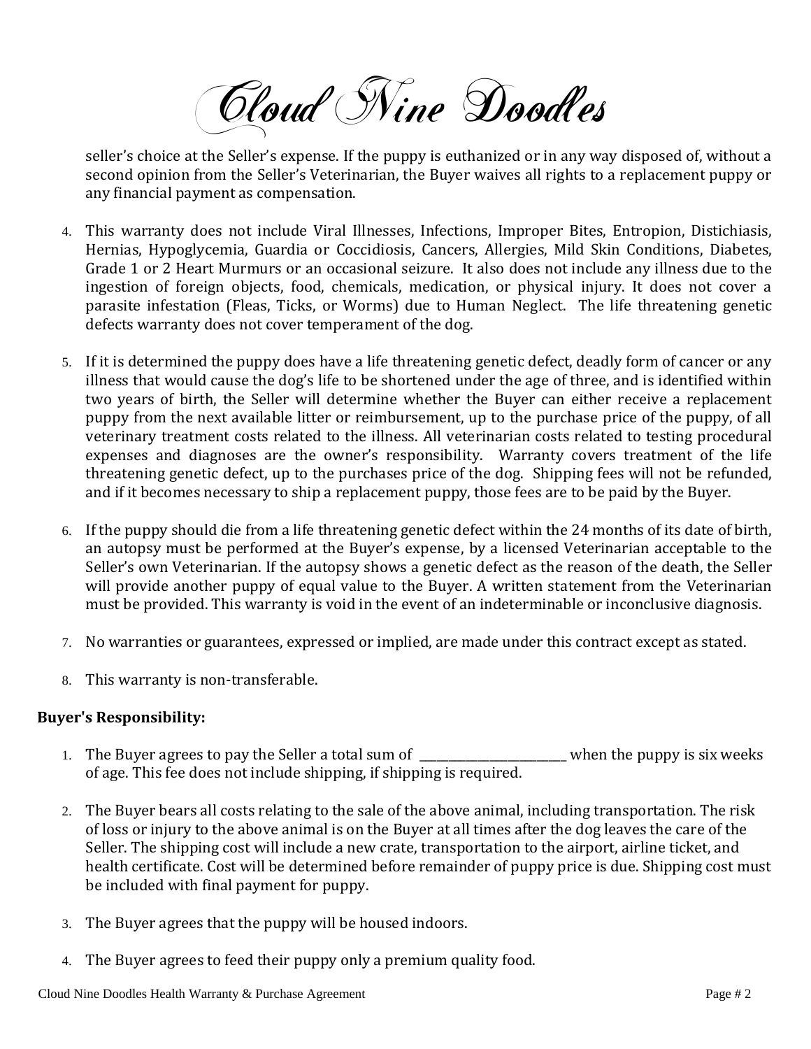seller's choice at the Seller's expense. If the puppy is euthanized or in any way disposed of, without a second opinion from the Seller's Veterinarian, the Buyer waives all rights to a replacement puppy or any financial payment as compensation.

4. This warranty does not include Viral Illnesses, Infections, Improper Bites, Entropion, Distichiasis, Hernias, Hypoglycemia, Guardia or Coccidiosis, Cancers, Allergies, Mild Skin Conditions, Diabetes, Grade 1 or 2 Heart Murmurs or an occasional seizure. It also does not include any illness due to the ingestion of foreign objects, food, chemicals, medication, or physical injury. It does not cover a parasite infestation (Fleas, Ticks, or Worms) due to Human Neglect. The life threatening genetic defects warranty does not cover temperament of the dog.

5. If it is determined the puppy does have a life threatening genetic defect, deadly form of cancer or any illness that would cause the dog's life to be shortened under the age of three, and is identified within two years of birth, the Seller will determine whether the Buyer can either receive a replacement puppy from the next available litter or reimbursement, up to the purchase price of the puppy, of all veterinary treatment costs related to the illness. All veterinarian costs related to testing procedural expenses and diagnoses are the owner's responsibility. Warranty covers treatment of the life threatening genetic defect, up to the purchases price of the dog. Shipping fees will not be refunded, and if it becomes necessary to ship a replacement puppy, those fees are to be paid by the Buyer.

6. If the puppy should die from a life threatening genetic defect within the 24 months of its date of birth, an autopsy must be performed at the Buyer's expense, by a licensed Veterinarian acceptable to the Seller's own Veterinarian. If the autopsy shows a genetic defect as the reason of the death, the Seller will provide another puppy of equal value to the Buyer. A written statement from the Veterinarian must be provided. This warranty is void in the event of an indeterminable or inconclusive diagnosis.

7. No warranties or guarantees, expressed or implied, are made under this contract except as stated.

8. This warranty is non-transferable.

**Buyer's Responsibility:**

1. The Buyer agrees to pay the Seller a total sum of \_\_\_\_\_\_\_\_\_\_\_\_\_\_\_\_\_\_\_\_\_\_\_\_\_\_ when the puppy is six weeks of age. This fee does not include shipping, if shipping is required.

2. The Buyer bears all costs relating to the sale of the above animal, including transportation. The risk of loss or injury to the above animal is on the Buyer at all times after the dog leaves the care of the Seller. The shipping cost will include a new crate, transportation to the airport, airline ticket, and health certificate. Cost will be determined before remainder of puppy price is due. Shipping cost must be included with final payment for puppy.

3. The Buyer agrees that the puppy will be housed indoors.

4. The Buyer agrees to feed their puppy only a premium quality food.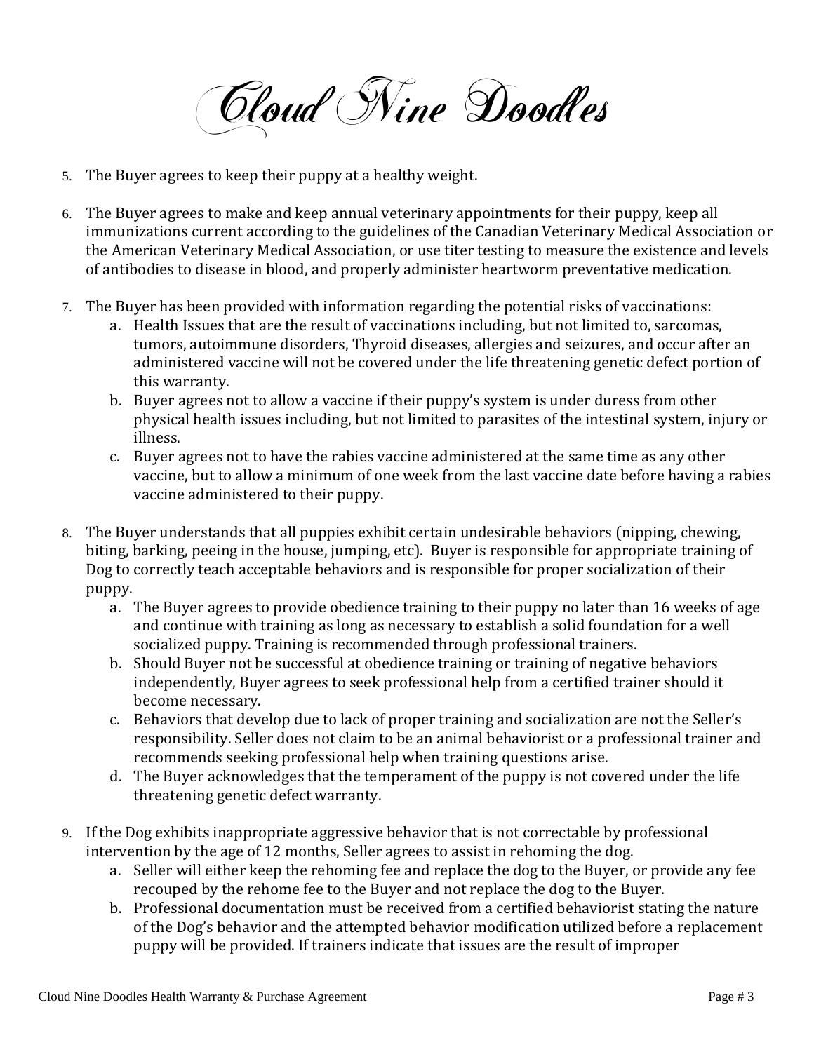# Cloud Nine Doodles

5. The Buyer agrees to keep their puppy at a healthy weight.

6. The Buyer agrees to make and keep annual veterinary appointments for their puppy, keep all immunizations current according to the guidelines of the Canadian Veterinary Medical Association or the American Veterinary Medical Association, or use titer testing to measure the existence and levels of antibodies to disease in blood, and properly administer heartworm preventative medication.

7. The Buyer has been provided with information regarding the potential risks of vaccinations:
   a. Health Issues that are the result of vaccinations including, but not limited to, sarcomas, tumors, autoimmune disorders, Thyroid diseases, allergies and seizures, and occur after an administered vaccine will not be covered under the life threatening genetic defect portion of this warranty.
   b. Buyer agrees not to allow a vaccine if their puppy's system is under duress from other physical health issues including, but not limited to parasites of the intestinal system, injury or illness.
   c. Buyer agrees not to have the rabies vaccine administered at the same time as any other vaccine, but to allow a minimum of one week from the last vaccine date before having a rabies vaccine administered to their puppy.

8. The Buyer understands that all puppies exhibit certain undesirable behaviors (nipping, chewing, biting, barking, peeing in the house, jumping, etc). Buyer is responsible for appropriate training of Dog to correctly teach acceptable behaviors and is responsible for proper socialization of their puppy.
   a. The Buyer agrees to provide obedience training to their puppy no later than 16 weeks of age and continue with training as long as necessary to establish a solid foundation for a well socialized puppy. Training is recommended through professional trainers.
   b. Should Buyer not be successful at obedience training or training of negative behaviors independently, Buyer agrees to seek professional help from a certified trainer should it become necessary.
   c. Behaviors that develop due to lack of proper training and socialization are not the Seller's responsibility. Seller does not claim to be an animal behaviorist or a professional trainer and recommends seeking professional help when training questions arise.
   d. The Buyer acknowledges that the temperament of the puppy is not covered under the life threatening genetic defect warranty.

9. If the Dog exhibits inappropriate aggressive behavior that is not correctable by professional intervention by the age of 12 months, Seller agrees to assist in rehoming the dog.
   a. Seller will either keep the rehoming fee and replace the dog to the Buyer, or provide any fee recouped by the rehome fee to the Buyer and not replace the dog to the Buyer.
   b. Professional documentation must be received from a certified behaviorist stating the nature of the Dog's behavior and the attempted behavior modification utilized before a replacement puppy will be provided. If trainers indicate that issues are the result of improper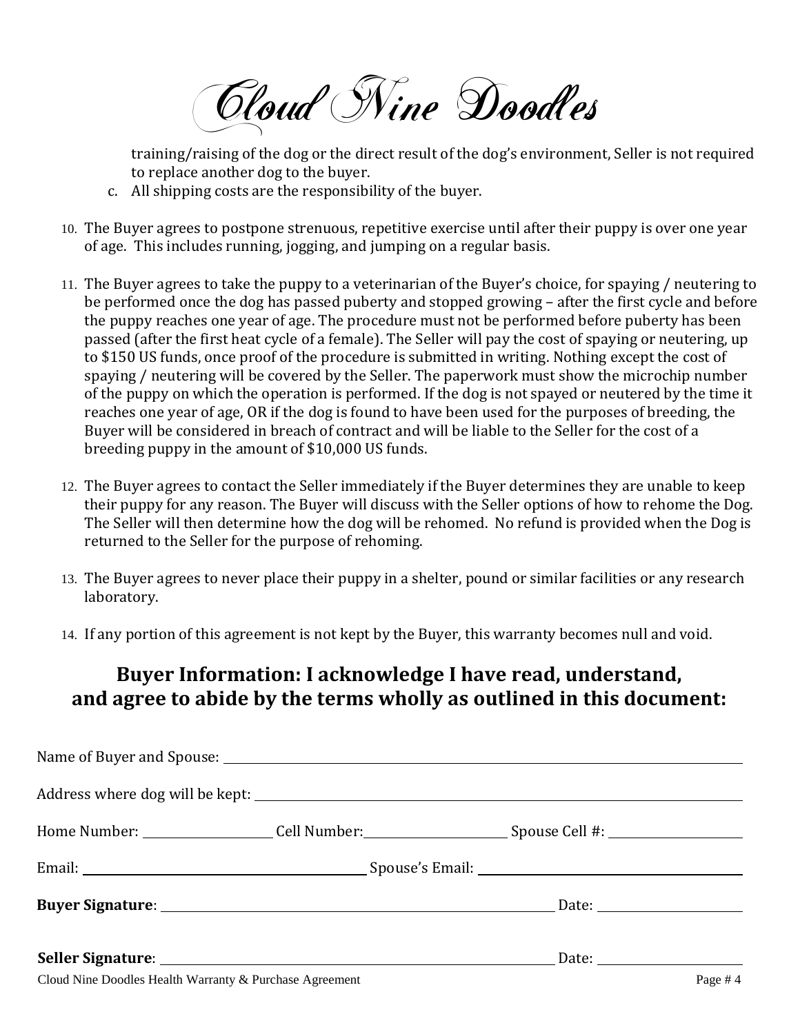training/raising of the dog or the direct result of the dog's environment, Seller is not required to replace another dog to the buyer.

c. All shipping costs are the responsibility of the buyer.

10. The Buyer agrees to postpone strenuous, repetitive exercise until after their puppy is over one year of age. This includes running, jogging, and jumping on a regular basis.

11. The Buyer agrees to take the puppy to a veterinarian of the Buyer's choice, for spaying / neutering to be performed once the dog has passed puberty and stopped growing – after the first cycle and before the puppy reaches one year of age. The procedure must not be performed before puberty has been passed (after the first heat cycle of a female). The Seller will pay the cost of spaying or neutering, up to $150 US funds, once proof of the procedure is submitted in writing. Nothing except the cost of spaying / neutering will be covered by the Seller. The paperwork must show the microchip number of the puppy on which the operation is performed. If the dog is not spayed or neutered by the time it reaches one year of age, OR if the dog is found to have been used for the purposes of breeding, the Buyer will be considered in breach of contract and will be liable to the Seller for the cost of a breeding puppy in the amount of $10,000 US funds.

12. The Buyer agrees to contact the Seller immediately if the Buyer determines they are unable to keep their puppy for any reason. The Buyer will discuss with the Seller options of how to rehome the Dog. The Seller will then determine how the dog will be rehomed. No refund is provided when the Dog is returned to the Seller for the purpose of rehoming.

13. The Buyer agrees to never place their puppy in a shelter, pound or similar facilities or any research laboratory.

14. If any portion of this agreement is not kept by the Buyer, this warranty becomes null and void.

## Buyer Information: I acknowledge I have read, understand, and agree to abide by the terms wholly as outlined in this document:

Name of Buyer and Spouse: ____________________

Address where dog will be kept: ____________________

Home Number: __________ Cell Number: __________ Spouse Cell #: __________

Email: ____________________ Spouse's Email: ____________________

**Buyer Signature**: ____________________ Date: __________

**Seller Signature**: ____________________ Date: __________